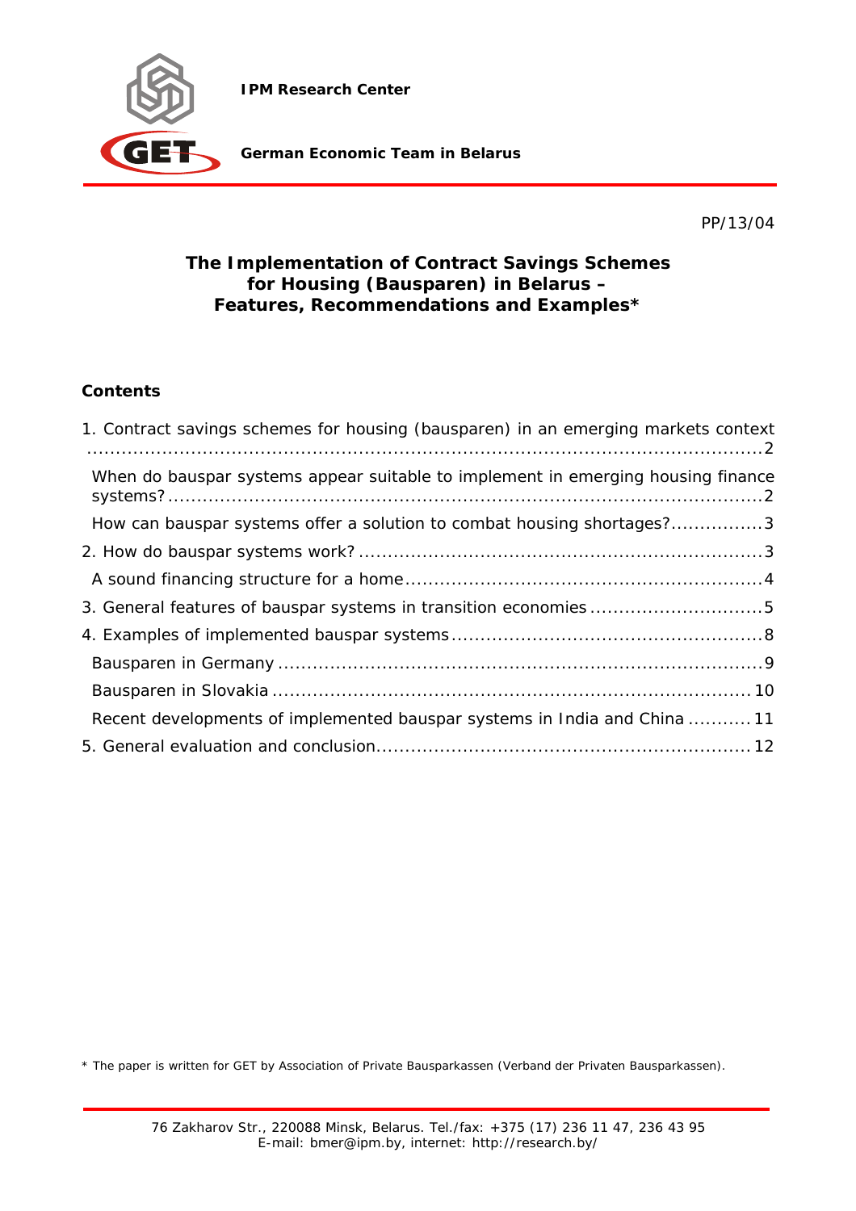**IPM Research Center**

**German Economic Team in Belarus**

PP/13/04

# The Implementation of Contract Savings Schemes for Housing (Bausparen) in Belarus – Features, Recommendations and Examples*

**Contents**

1. Contract savings schemes for housing (bausparen) in an emerging markets context ....2
   - When do bauspar systems appear suitable to implement in emerging housing finance systems? ....2
   - How can bauspar systems offer a solution to combat housing shortages? ....3
2. How do bauspar systems work? ....3
   - A sound financing structure for a home ....4
3. General features of bauspar systems in transition economies ....5
4. Examples of implemented bauspar systems ....8
   - Bausparen in Germany ....9
   - Bausparen in Slovakia ....10
   - Recent developments of implemented bauspar systems in India and China ....11
5. General evaluation and conclusion ....12

\* The paper is written for GET by Association of Private Bausparkassen (Verband der Privaten Bausparkassen).

76 Zakharov Str., 220088 Minsk, Belarus. Tel./fax: +375 (17) 236 11 47, 236 43 95
E-mail: bmer@ipm.by, internet: http://research.by/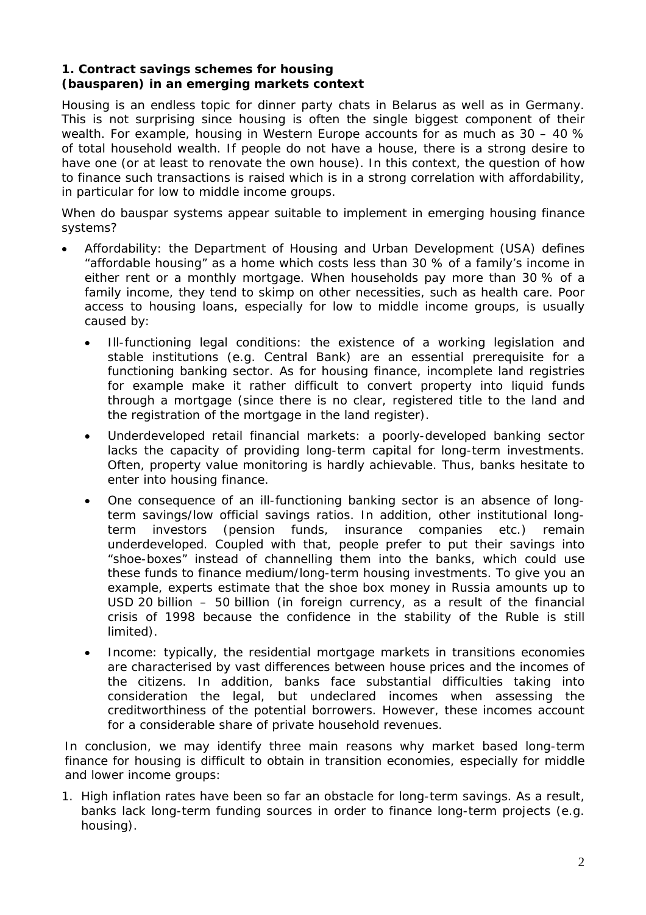**1. Contract savings schemes for housing (bausparen) in an emerging markets context**

Housing is an endless topic for dinner party chats in Belarus as well as in Germany. This is not surprising since housing is often the single biggest component of their wealth. For example, housing in Western Europe accounts for as much as 30 – 40 % of total household wealth. If people do not have a house, there is a strong desire to have one (or at least to renovate the own house). In this context, the question of how to finance such transactions is raised which is in a strong correlation with affordability, in particular for low to middle income groups.

When do bauspar systems appear suitable to implement in emerging housing finance systems?

- Affordability: the Department of Housing and Urban Development (USA) defines "affordable housing" as a home which costs less than 30 % of a family's income in either rent or a monthly mortgage. When households pay more than 30 % of a family income, they tend to skimp on other necessities, such as health care. Poor access to housing loans, especially for low to middle income groups, is usually caused by:
  - Ill-functioning legal conditions: the existence of a working legislation and stable institutions (e.g. Central Bank) are an essential prerequisite for a functioning banking sector. As for housing finance, incomplete land registries for example make it rather difficult to convert property into liquid funds through a mortgage (since there is no clear, registered title to the land and the registration of the mortgage in the land register).
  - Underdeveloped retail financial markets: a poorly-developed banking sector lacks the capacity of providing long-term capital for long-term investments. Often, property value monitoring is hardly achievable. Thus, banks hesitate to enter into housing finance.
  - One consequence of an ill-functioning banking sector is an absence of long-term savings/low official savings ratios. In addition, other institutional long-term investors (pension funds, insurance companies etc.) remain underdeveloped. Coupled with that, people prefer to put their savings into "shoe-boxes" instead of channelling them into the banks, which could use these funds to finance medium/long-term housing investments. To give you an example, experts estimate that the shoe box money in Russia amounts up to USD 20 billion – 50 billion (in foreign currency, as a result of the financial crisis of 1998 because the confidence in the stability of the Ruble is still limited).
  - Income: typically, the residential mortgage markets in transitions economies are characterised by vast differences between house prices and the incomes of the citizens. In addition, banks face substantial difficulties taking into consideration the legal, but undeclared incomes when assessing the creditworthiness of the potential borrowers. However, these incomes account for a considerable share of private household revenues.

In conclusion, we may identify three main reasons why market based long-term finance for housing is difficult to obtain in transition economies, especially for middle and lower income groups:

1. High inflation rates have been so far an obstacle for long-term savings. As a result, banks lack long-term funding sources in order to finance long-term projects (e.g. housing).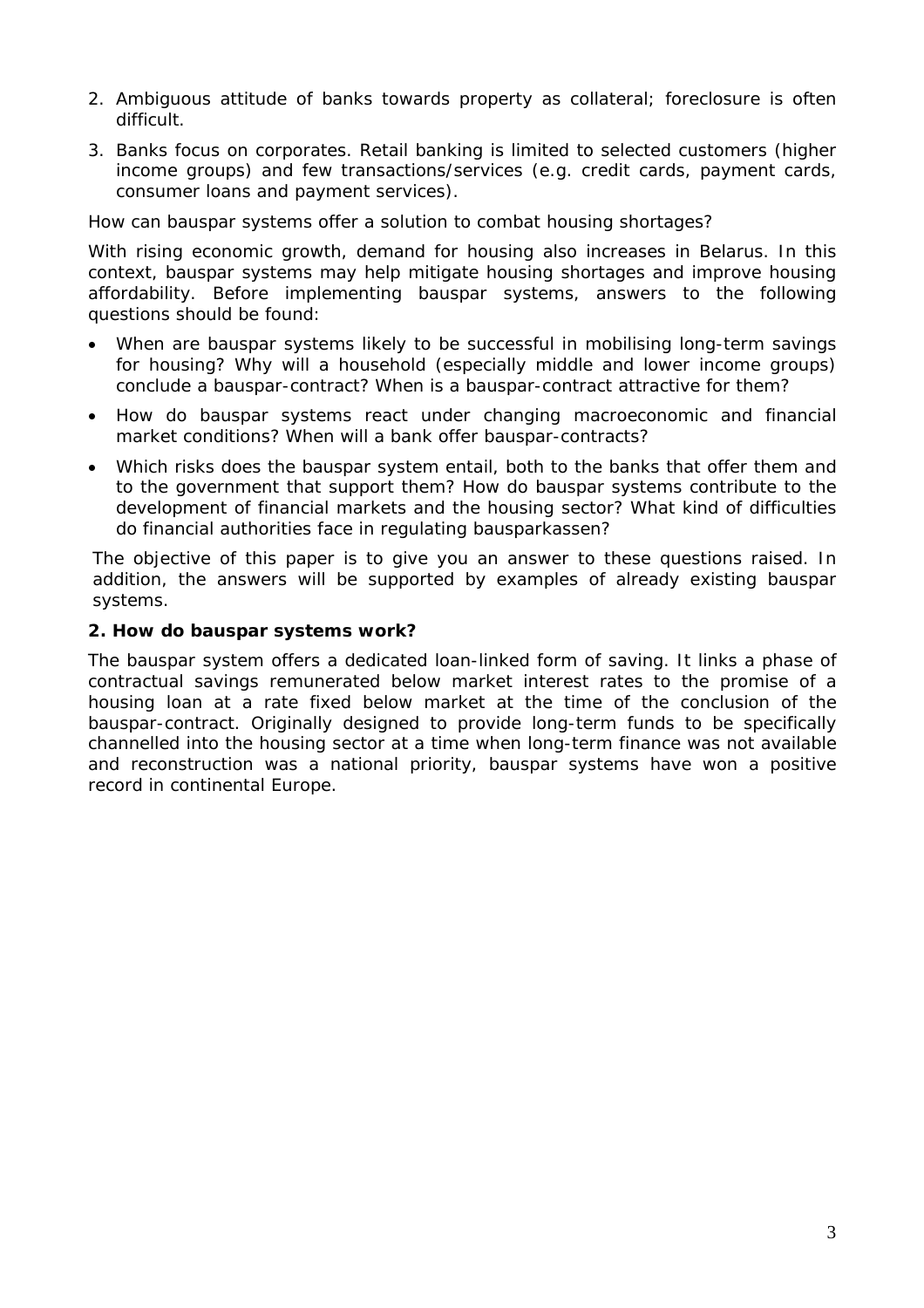2. Ambiguous attitude of banks towards property as collateral; foreclosure is often difficult.
3. Banks focus on corporates. Retail banking is limited to selected customers (higher income groups) and few transactions/services (e.g. credit cards, payment cards, consumer loans and payment services).

How can bauspar systems offer a solution to combat housing shortages?

With rising economic growth, demand for housing also increases in Belarus. In this context, bauspar systems may help mitigate housing shortages and improve housing affordability. Before implementing bauspar systems, answers to the following questions should be found:

- When are bauspar systems likely to be successful in mobilising long-term savings for housing? Why will a household (especially middle and lower income groups) conclude a bauspar-contract? When is a bauspar-contract attractive for them?
- How do bauspar systems react under changing macroeconomic and financial market conditions? When will a bank offer bauspar-contracts?
- Which risks does the bauspar system entail, both to the banks that offer them and to the government that support them? How do bauspar systems contribute to the development of financial markets and the housing sector? What kind of difficulties do financial authorities face in regulating bausparkassen?

The objective of this paper is to give you an answer to these questions raised. In addition, the answers will be supported by examples of already existing bauspar systems.

## 2. How do bauspar systems work?

The bauspar system offers a dedicated loan-linked form of saving. It links a phase of contractual savings remunerated below market interest rates to the promise of a housing loan at a rate fixed below market at the time of the conclusion of the bauspar-contract. Originally designed to provide long-term funds to be specifically channelled into the housing sector at a time when long-term finance was not available and reconstruction was a national priority, bauspar systems have won a positive record in continental Europe.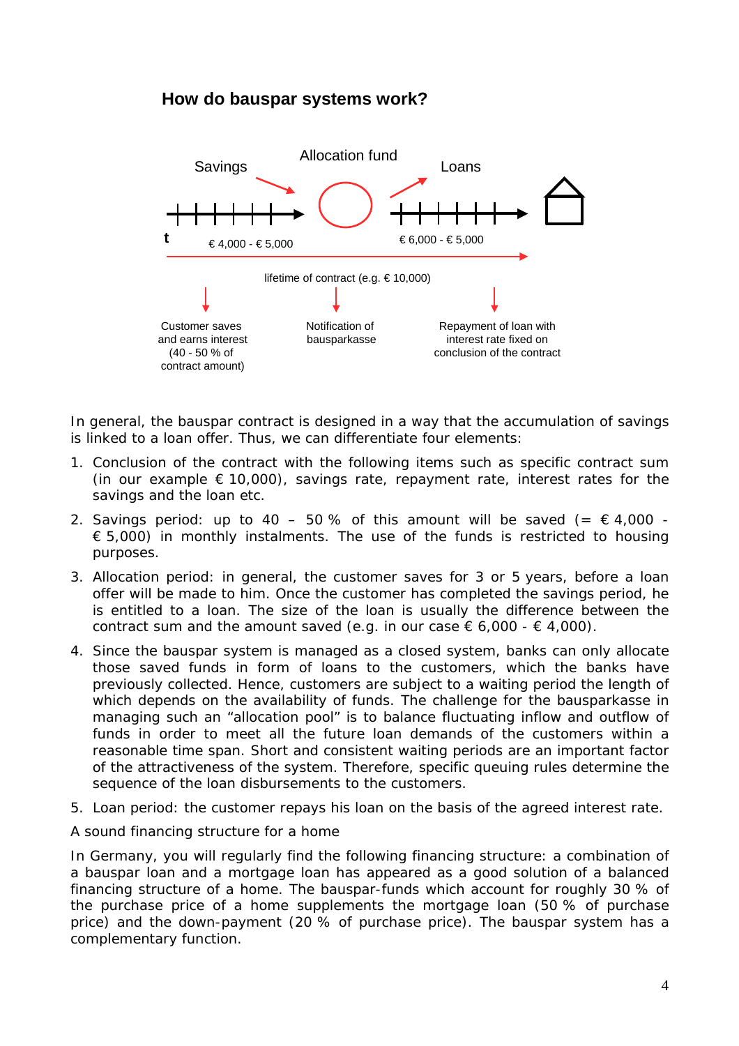## How do bauspar systems work?

Savings

Allocation fund

Loans

t

€ 4,000 - € 5,000

€ 6,000 - € 5,000

lifetime of contract (e.g. € 10,000)

Customer saves and earns interest (40 - 50 % of contract amount)

Notification of bausparkasse

Repayment of loan with interest rate fixed on conclusion of the contract

In general, the bauspar contract is designed in a way that the accumulation of savings is linked to a loan offer. Thus, we can differentiate four elements:

1. Conclusion of the contract with the following items such as specific contract sum (in our example € 10,000), savings rate, repayment rate, interest rates for the savings and the loan etc.
2. Savings period: up to 40 – 50 % of this amount will be saved (= € 4,000 - € 5,000) in monthly instalments. The use of the funds is restricted to housing purposes.
3. Allocation period: in general, the customer saves for 3 or 5 years, before a loan offer will be made to him. Once the customer has completed the savings period, he is entitled to a loan. The size of the loan is usually the difference between the contract sum and the amount saved (e.g. in our case € 6,000 - € 4,000).
4. Since the bauspar system is managed as a closed system, banks can only allocate those saved funds in form of loans to the customers, which the banks have previously collected. Hence, customers are subject to a waiting period the length of which depends on the availability of funds. The challenge for the bausparkasse in managing such an "allocation pool" is to balance fluctuating inflow and outflow of funds in order to meet all the future loan demands of the customers within a reasonable time span. Short and consistent waiting periods are an important factor of the attractiveness of the system. Therefore, specific queuing rules determine the sequence of the loan disbursements to the customers.
5. Loan period: the customer repays his loan on the basis of the agreed interest rate.

A sound financing structure for a home

In Germany, you will regularly find the following financing structure: a combination of a bauspar loan and a mortgage loan has appeared as a good solution of a balanced financing structure of a home. The bauspar-funds which account for roughly 30 % of the purchase price of a home supplements the mortgage loan (50 % of purchase price) and the down-payment (20 % of purchase price). The bauspar system has a complementary function.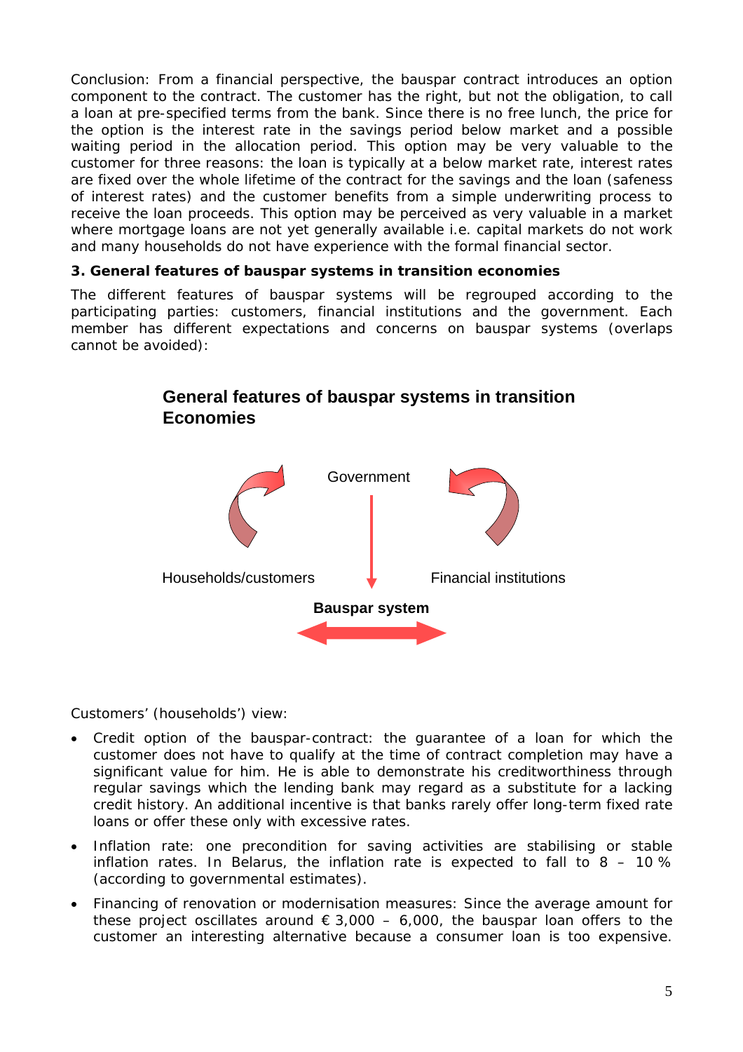Conclusion: From a financial perspective, the bauspar contract introduces an option component to the contract. The customer has the right, but not the obligation, to call a loan at pre-specified terms from the bank. Since there is no free lunch, the price for the option is the interest rate in the savings period below market and a possible waiting period in the allocation period. This option may be very valuable to the customer for three reasons: the loan is typically at a below market rate, interest rates are fixed over the whole lifetime of the contract for the savings and the loan (safeness of interest rates) and the customer benefits from a simple underwriting process to receive the loan proceeds. This option may be perceived as very valuable in a market where mortgage loans are not yet generally available i.e. capital markets do not work and many households do not have experience with the formal financial sector.

### 3. General features of bauspar systems in transition economies

The different features of bauspar systems will be regrouped according to the participating parties: customers, financial institutions and the government. Each member has different expectations and concerns on bauspar systems (overlaps cannot be avoided):

**General features of bauspar systems in transition Economies**

Government

Households/customers

Financial institutions

**Bauspar system**

Customers' (households') view:

- Credit option of the bauspar-contract: the guarantee of a loan for which the customer does not have to qualify at the time of contract completion may have a significant value for him. He is able to demonstrate his creditworthiness through regular savings which the lending bank may regard as a substitute for a lacking credit history. An additional incentive is that banks rarely offer long-term fixed rate loans or offer these only with excessive rates.
- Inflation rate: one precondition for saving activities are stabilising or stable inflation rates. In Belarus, the inflation rate is expected to fall to 8 – 10 % (according to governmental estimates).
- Financing of renovation or modernisation measures: Since the average amount for these project oscillates around € 3,000 – 6,000, the bauspar loan offers to the customer an interesting alternative because a consumer loan is too expensive.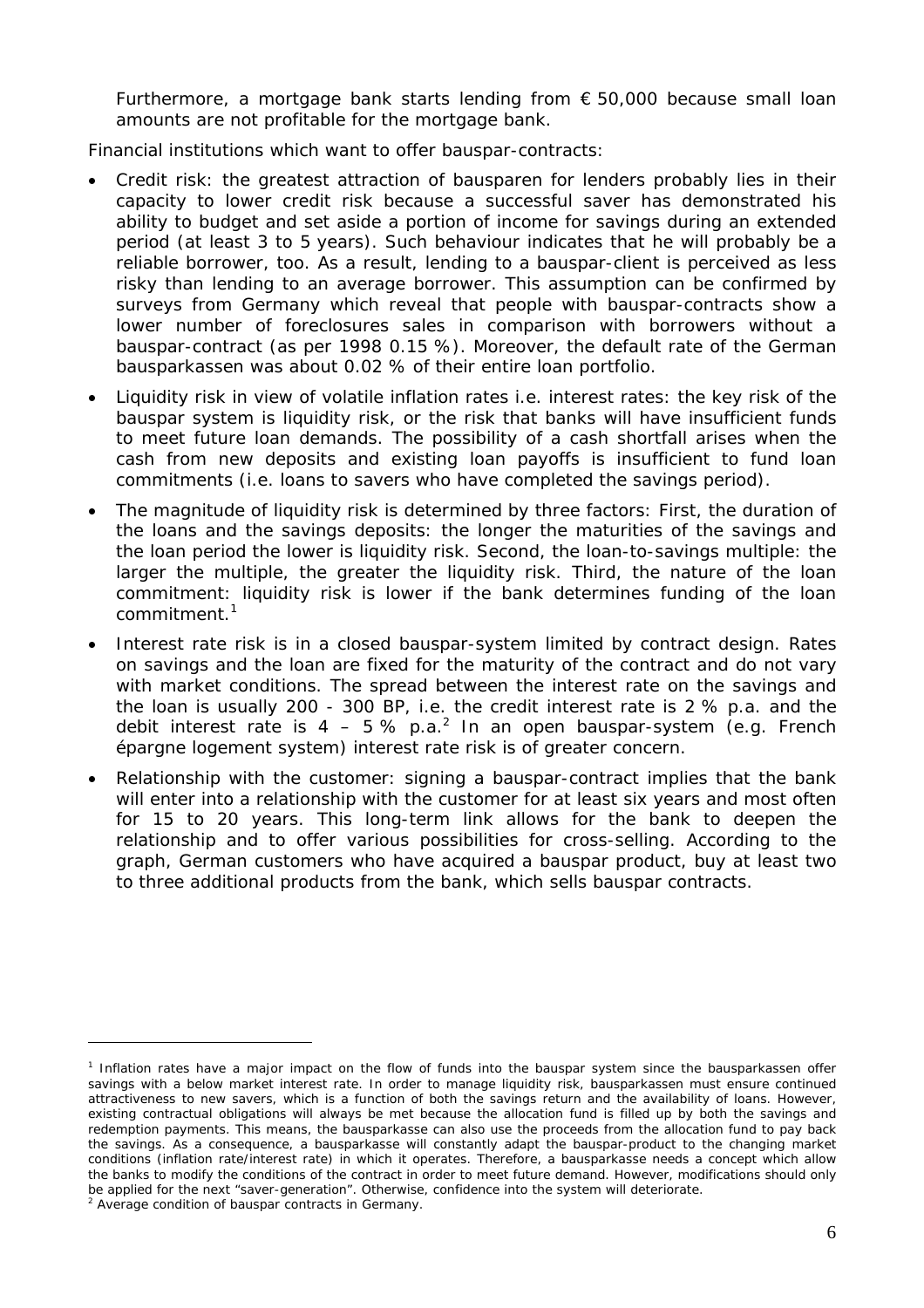Furthermore, a mortgage bank starts lending from € 50,000 because small loan amounts are not profitable for the mortgage bank.

Financial institutions which want to offer bauspar-contracts:

- Credit risk: the greatest attraction of bausparen for lenders probably lies in their capacity to lower credit risk because a successful saver has demonstrated his ability to budget and set aside a portion of income for savings during an extended period (at least 3 to 5 years). Such behaviour indicates that he will probably be a reliable borrower, too. As a result, lending to a bauspar-client is perceived as less risky than lending to an average borrower. This assumption can be confirmed by surveys from Germany which reveal that people with bauspar-contracts show a lower number of foreclosures sales in comparison with borrowers without a bauspar-contract (as per 1998 0.15 %). Moreover, the default rate of the German bausparkassen was about 0.02 % of their entire loan portfolio.
- Liquidity risk in view of volatile inflation rates i.e. interest rates: the key risk of the bauspar system is liquidity risk, or the risk that banks will have insufficient funds to meet future loan demands. The possibility of a cash shortfall arises when the cash from new deposits and existing loan payoffs is insufficient to fund loan commitments (i.e. loans to savers who have completed the savings period).
- The magnitude of liquidity risk is determined by three factors: First, the duration of the loans and the savings deposits: the longer the maturities of the savings and the loan period the lower is liquidity risk. Second, the loan-to-savings multiple: the larger the multiple, the greater the liquidity risk. Third, the nature of the loan commitment: liquidity risk is lower if the bank determines funding of the loan commitment.[1]
- Interest rate risk is in a closed bauspar-system limited by contract design. Rates on savings and the loan are fixed for the maturity of the contract and do not vary with market conditions. The spread between the interest rate on the savings and the loan is usually 200 - 300 BP, i.e. the credit interest rate is 2 % p.a. and the debit interest rate is 4 – 5 % p.a.[2] In an open bauspar-system (e.g. French épargne logement system) interest rate risk is of greater concern.
- Relationship with the customer: signing a bauspar-contract implies that the bank will enter into a relationship with the customer for at least six years and most often for 15 to 20 years. This long-term link allows for the bank to deepen the relationship and to offer various possibilities for cross-selling. According to the graph, German customers who have acquired a bauspar product, buy at least two to three additional products from the bank, which sells bauspar contracts.

---

[1] Inflation rates have a major impact on the flow of funds into the bauspar system since the bausparkassen offer savings with a below market interest rate. In order to manage liquidity risk, bausparkassen must ensure continued attractiveness to new savers, which is a function of both the savings return and the availability of loans. However, existing contractual obligations will always be met because the allocation fund is filled up by both the savings and redemption payments. This means, the bausparkasse can also use the proceeds from the allocation fund to pay back the savings. As a consequence, a bausparkasse will constantly adapt the bauspar-product to the changing market conditions (inflation rate/interest rate) in which it operates. Therefore, a bausparkasse needs a concept which allow the banks to modify the conditions of the contract in order to meet future demand. However, modifications should only be applied for the next "saver-generation". Otherwise, confidence into the system will deteriorate.

[2] Average condition of bauspar contracts in Germany.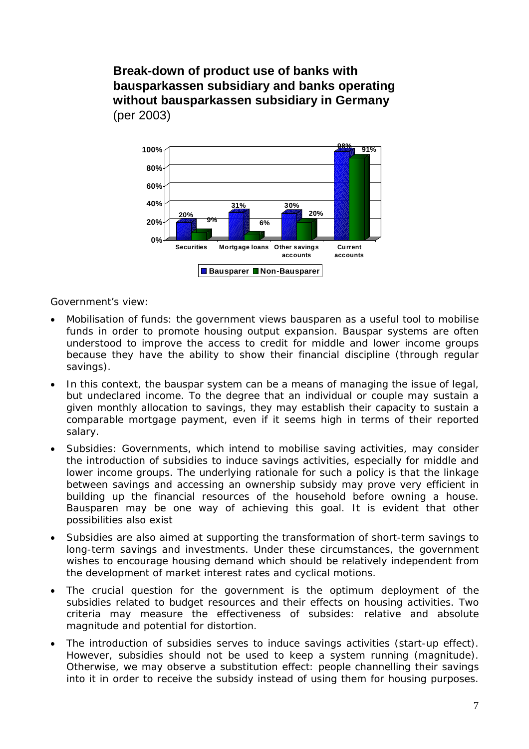**Break-down of product use of banks with bausparkassen subsidiary and banks operating without bausparkassen subsidiary in Germany**
(per 2003)

| | Bausparer | Non-Bausparer |
|---|---|---|
| Securities | 20% | 9% |
| Mortgage loans | 31% | 6% |
| Other savings accounts | 30% | 20% |
| Current accounts | 98% | 91% |

Government's view:

- Mobilisation of funds: the government views bausparen as a useful tool to mobilise funds in order to promote housing output expansion. Bauspar systems are often understood to improve the access to credit for middle and lower income groups because they have the ability to show their financial discipline (through regular savings).
- In this context, the bauspar system can be a means of managing the issue of legal, but undeclared income. To the degree that an individual or couple may sustain a given monthly allocation to savings, they may establish their capacity to sustain a comparable mortgage payment, even if it seems high in terms of their reported salary.
- Subsidies: Governments, which intend to mobilise saving activities, may consider the introduction of subsidies to induce savings activities, especially for middle and lower income groups. The underlying rationale for such a policy is that the linkage between savings and accessing an ownership subsidy may prove very efficient in building up the financial resources of the household before owning a house. Bausparen may be one way of achieving this goal. It is evident that other possibilities also exist
- Subsidies are also aimed at supporting the transformation of short-term savings to long-term savings and investments. Under these circumstances, the government wishes to encourage housing demand which should be relatively independent from the development of market interest rates and cyclical motions.
- The crucial question for the government is the optimum deployment of the subsidies related to budget resources and their effects on housing activities. Two criteria may measure the effectiveness of subsides: relative and absolute magnitude and potential for distortion.
- The introduction of subsidies serves to induce savings activities (start-up effect). However, subsidies should not be used to keep a system running (magnitude). Otherwise, we may observe a substitution effect: people channelling their savings into it in order to receive the subsidy instead of using them for housing purposes.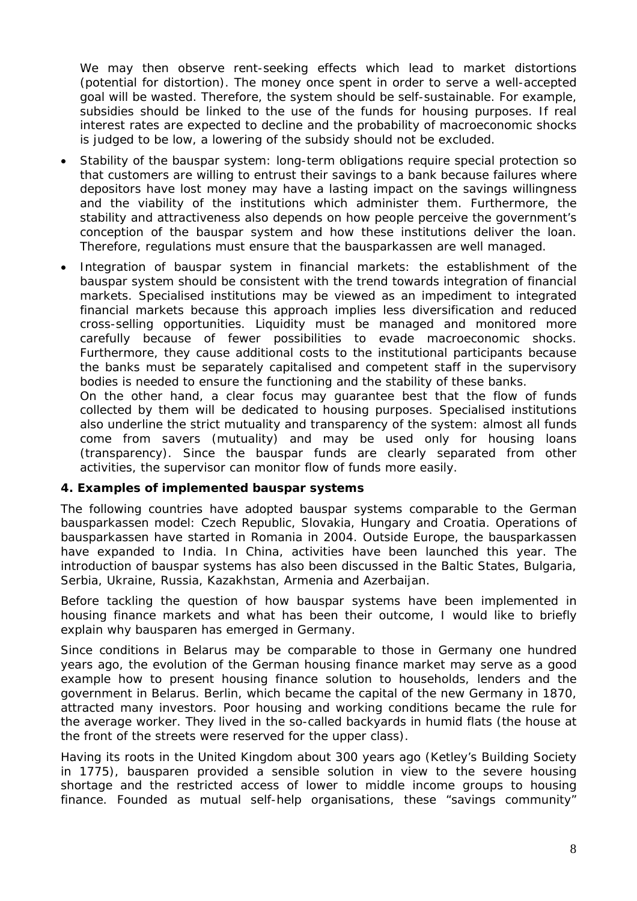We may then observe rent-seeking effects which lead to market distortions (potential for distortion). The money once spent in order to serve a well-accepted goal will be wasted. Therefore, the system should be self-sustainable. For example, subsidies should be linked to the use of the funds for housing purposes. If real interest rates are expected to decline and the probability of macroeconomic shocks is judged to be low, a lowering of the subsidy should not be excluded.

- Stability of the bauspar system: long-term obligations require special protection so that customers are willing to entrust their savings to a bank because failures where depositors have lost money may have a lasting impact on the savings willingness and the viability of the institutions which administer them. Furthermore, the stability and attractiveness also depends on how people perceive the government's conception of the bauspar system and how these institutions deliver the loan. Therefore, regulations must ensure that the bausparkassen are well managed.
- Integration of bauspar system in financial markets: the establishment of the bauspar system should be consistent with the trend towards integration of financial markets. Specialised institutions may be viewed as an impediment to integrated financial markets because this approach implies less diversification and reduced cross-selling opportunities. Liquidity must be managed and monitored more carefully because of fewer possibilities to evade macroeconomic shocks. Furthermore, they cause additional costs to the institutional participants because the banks must be separately capitalised and competent staff in the supervisory bodies is needed to ensure the functioning and the stability of these banks.

  On the other hand, a clear focus may guarantee best that the flow of funds collected by them will be dedicated to housing purposes. Specialised institutions also underline the strict mutuality and transparency of the system: almost all funds come from savers (mutuality) and may be used only for housing loans (transparency). Since the bauspar funds are clearly separated from other activities, the supervisor can monitor flow of funds more easily.

**4. Examples of implemented bauspar systems**

The following countries have adopted bauspar systems comparable to the German bausparkassen model: Czech Republic, Slovakia, Hungary and Croatia. Operations of bausparkassen have started in Romania in 2004. Outside Europe, the bausparkassen have expanded to India. In China, activities have been launched this year. The introduction of bauspar systems has also been discussed in the Baltic States, Bulgaria, Serbia, Ukraine, Russia, Kazakhstan, Armenia and Azerbaijan.

Before tackling the question of how bauspar systems have been implemented in housing finance markets and what has been their outcome, I would like to briefly explain why bausparen has emerged in Germany.

Since conditions in Belarus may be comparable to those in Germany one hundred years ago, the evolution of the German housing finance market may serve as a good example how to present housing finance solution to households, lenders and the government in Belarus. Berlin, which became the capital of the new Germany in 1870, attracted many investors. Poor housing and working conditions became the rule for the average worker. They lived in the so-called backyards in humid flats (the house at the front of the streets were reserved for the upper class).

Having its roots in the United Kingdom about 300 years ago (Ketley's Building Society in 1775), bausparen provided a sensible solution in view to the severe housing shortage and the restricted access of lower to middle income groups to housing finance. Founded as mutual self-help organisations, these "savings community"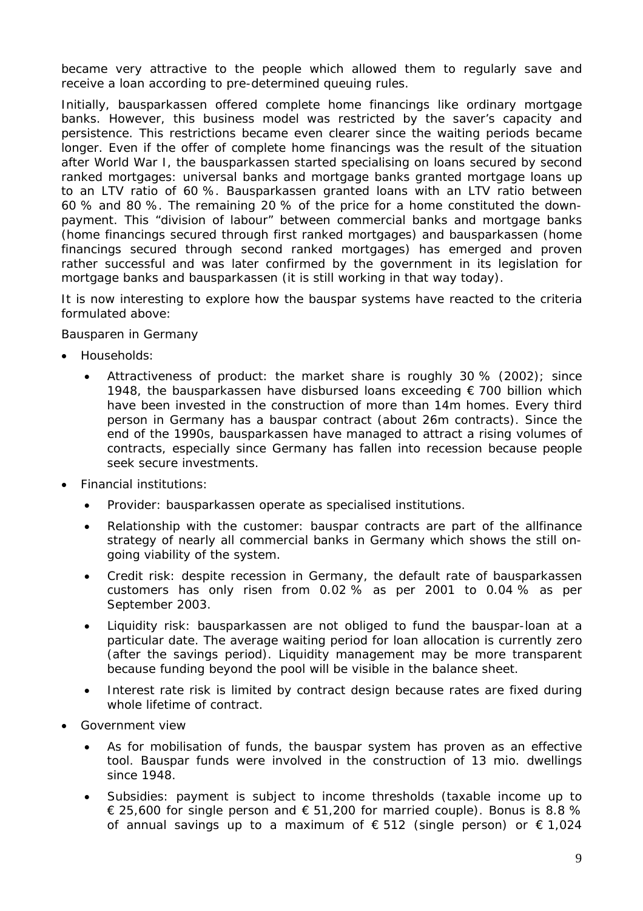became very attractive to the people which allowed them to regularly save and receive a loan according to pre-determined queuing rules.

Initially, bausparkassen offered complete home financings like ordinary mortgage banks. However, this business model was restricted by the saver's capacity and persistence. This restrictions became even clearer since the waiting periods became longer. Even if the offer of complete home financings was the result of the situation after World War I, the bausparkassen started specialising on loans secured by second ranked mortgages: universal banks and mortgage banks granted mortgage loans up to an LTV ratio of 60 %. Bausparkassen granted loans with an LTV ratio between 60 % and 80 %. The remaining 20 % of the price for a home constituted the down-payment. This "division of labour" between commercial banks and mortgage banks (home financings secured through first ranked mortgages) and bausparkassen (home financings secured through second ranked mortgages) has emerged and proven rather successful and was later confirmed by the government in its legislation for mortgage banks and bausparkassen (it is still working in that way today).

It is now interesting to explore how the bauspar systems have reacted to the criteria formulated above:

Bausparen in Germany

- Households:
  - Attractiveness of product: the market share is roughly 30 % (2002); since 1948, the bausparkassen have disbursed loans exceeding € 700 billion which have been invested in the construction of more than 14m homes. Every third person in Germany has a bauspar contract (about 26m contracts). Since the end of the 1990s, bausparkassen have managed to attract a rising volumes of contracts, especially since Germany has fallen into recession because people seek secure investments.
- Financial institutions:
  - Provider: bausparkassen operate as specialised institutions.
  - Relationship with the customer: bauspar contracts are part of the allfinance strategy of nearly all commercial banks in Germany which shows the still on-going viability of the system.
  - Credit risk: despite recession in Germany, the default rate of bausparkassen customers has only risen from 0.02 % as per 2001 to 0.04 % as per September 2003.
  - Liquidity risk: bausparkassen are not obliged to fund the bauspar-loan at a particular date. The average waiting period for loan allocation is currently zero (after the savings period). Liquidity management may be more transparent because funding beyond the pool will be visible in the balance sheet.
  - Interest rate risk is limited by contract design because rates are fixed during whole lifetime of contract.
- Government view
  - As for mobilisation of funds, the bauspar system has proven as an effective tool. Bauspar funds were involved in the construction of 13 mio. dwellings since 1948.
  - Subsidies: payment is subject to income thresholds (taxable income up to € 25,600 for single person and € 51,200 for married couple). Bonus is 8.8 % of annual savings up to a maximum of € 512 (single person) or € 1,024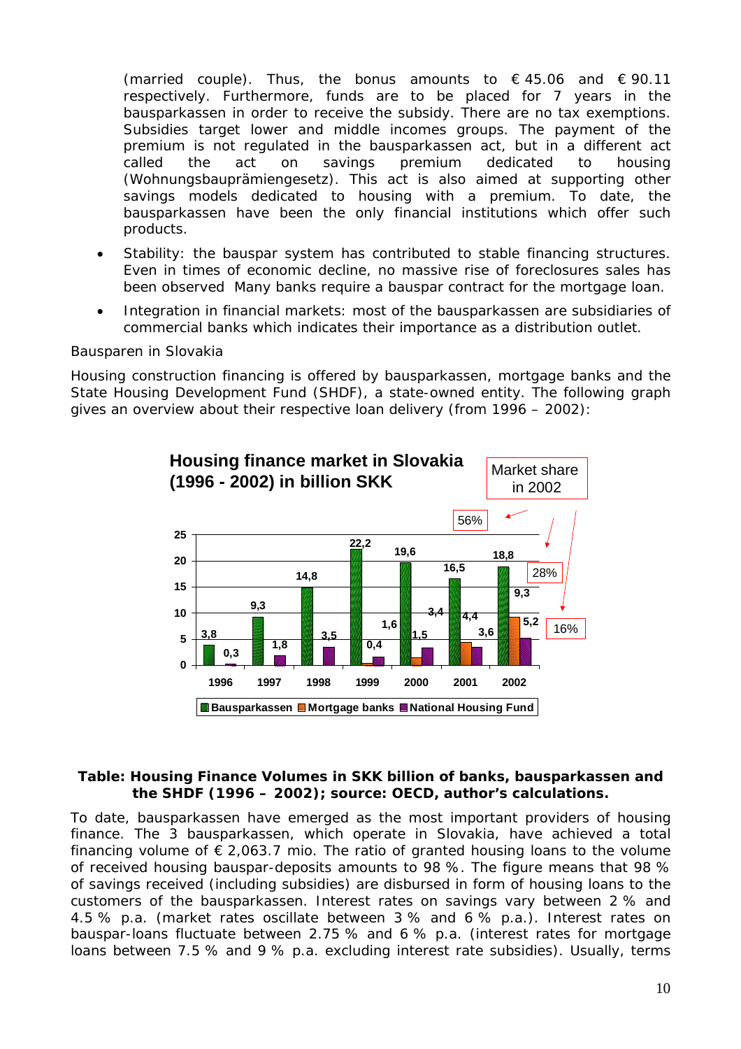(married couple). Thus, the bonus amounts to € 45.06 and € 90.11 respectively. Furthermore, funds are to be placed for 7 years in the bausparkassen in order to receive the subsidy. There are no tax exemptions. Subsidies target lower and middle incomes groups. The payment of the premium is not regulated in the bausparkassen act, but in a different act called the act on savings premium dedicated to housing (Wohnungsbauprämiengesetz). This act is also aimed at supporting other savings models dedicated to housing with a premium. To date, the bausparkassen have been the only financial institutions which offer such products.

- Stability: the bauspar system has contributed to stable financing structures. Even in times of economic decline, no massive rise of foreclosures sales has been observed Many banks require a bauspar contract for the mortgage loan.
- Integration in financial markets: most of the bausparkassen are subsidiaries of commercial banks which indicates their importance as a distribution outlet.

Bausparen in Slovakia

Housing construction financing is offered by bausparkassen, mortgage banks and the State Housing Development Fund (SHDF), a state-owned entity. The following graph gives an overview about their respective loan delivery (from 1996 – 2002):

**Housing finance market in Slovakia (1996 - 2002) in billion SKK**

| Year | Bausparkassen | Mortgage banks | National Housing Fund |
|---|---|---|---|
| 1996 | 3,8 | | 0,3 |
| 1997 | 9,3 | | 1,8 |
| 1998 | 14,8 | | 3,5 |
| 1999 | 22,2 | 0,4 | 1,6 |
| 2000 | 19,6 | 1,5 | 3,4 |
| 2001 | 16,5 | 4,4 | 3,6 |
| 2002 | 18,8 | 9,3 | 5,2 |
| Market share in 2002 | 56% | 28% | 16% |

**Table: Housing Finance Volumes in SKK billion of banks, bausparkassen and the SHDF (1996 – 2002); source: OECD, author's calculations.**

To date, bausparkassen have emerged as the most important providers of housing finance. The 3 bausparkassen, which operate in Slovakia, have achieved a total financing volume of € 2,063.7 mio. The ratio of granted housing loans to the volume of received housing bauspar-deposits amounts to 98 %. The figure means that 98 % of savings received (including subsidies) are disbursed in form of housing loans to the customers of the bausparkassen. Interest rates on savings vary between 2 % and 4.5 % p.a. (market rates oscillate between 3 % and 6 % p.a.). Interest rates on bauspar-loans fluctuate between 2.75 % and 6 % p.a. (interest rates for mortgage loans between 7.5 % and 9 % p.a. excluding interest rate subsidies). Usually, terms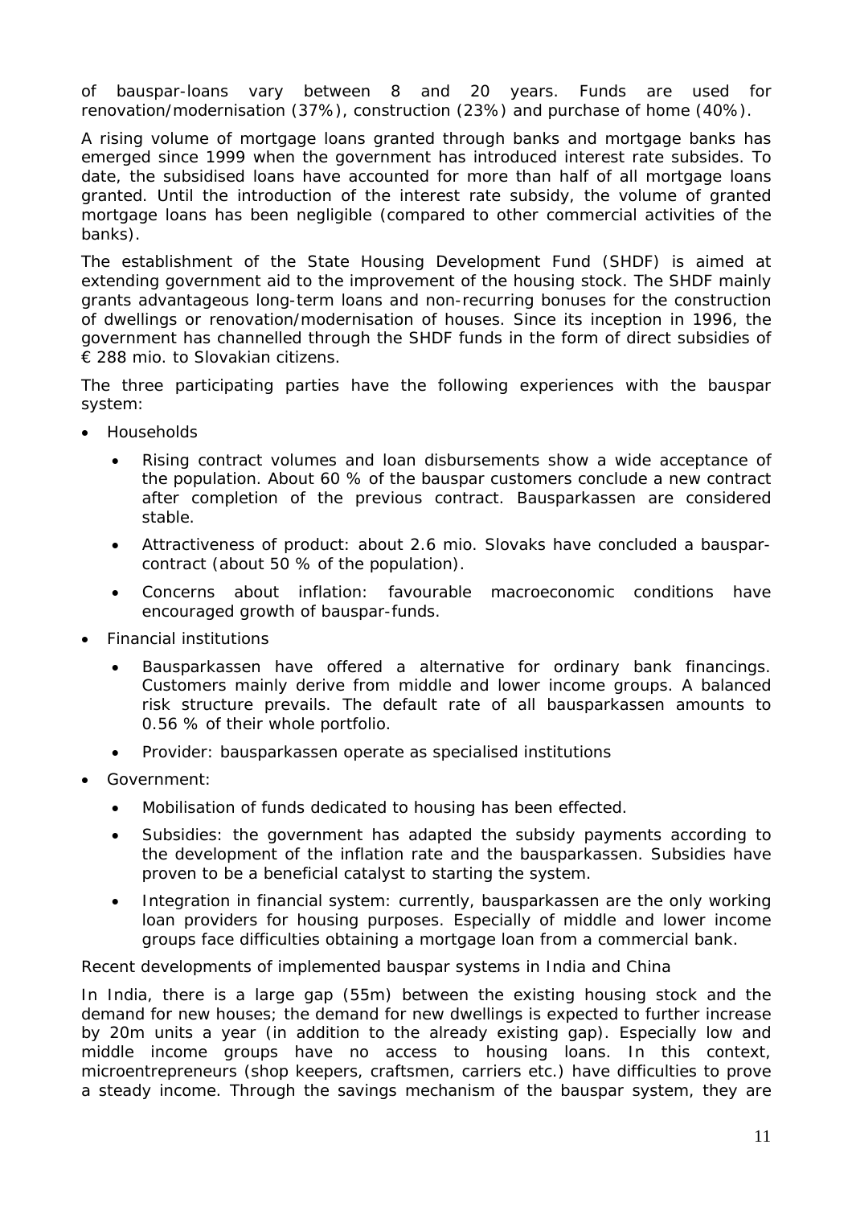of bauspar-loans vary between 8 and 20 years. Funds are used for renovation/modernisation (37%), construction (23%) and purchase of home (40%).

A rising volume of mortgage loans granted through banks and mortgage banks has emerged since 1999 when the government has introduced interest rate subsides. To date, the subsidised loans have accounted for more than half of all mortgage loans granted. Until the introduction of the interest rate subsidy, the volume of granted mortgage loans has been negligible (compared to other commercial activities of the banks).

The establishment of the State Housing Development Fund (SHDF) is aimed at extending government aid to the improvement of the housing stock. The SHDF mainly grants advantageous long-term loans and non-recurring bonuses for the construction of dwellings or renovation/modernisation of houses. Since its inception in 1996, the government has channelled through the SHDF funds in the form of direct subsidies of € 288 mio. to Slovakian citizens.

The three participating parties have the following experiences with the bauspar system:

- Households
  - Rising contract volumes and loan disbursements show a wide acceptance of the population. About 60 % of the bauspar customers conclude a new contract after completion of the previous contract. Bausparkassen are considered stable.
  - Attractiveness of product: about 2.6 mio. Slovaks have concluded a bauspar-contract (about 50 % of the population).
  - Concerns about inflation: favourable macroeconomic conditions have encouraged growth of bauspar-funds.
- Financial institutions
  - Bausparkassen have offered a alternative for ordinary bank financings. Customers mainly derive from middle and lower income groups. A balanced risk structure prevails. The default rate of all bausparkassen amounts to 0.56 % of their whole portfolio.
  - Provider: bausparkassen operate as specialised institutions
- Government:
  - Mobilisation of funds dedicated to housing has been effected.
  - Subsidies: the government has adapted the subsidy payments according to the development of the inflation rate and the bausparkassen. Subsidies have proven to be a beneficial catalyst to starting the system.
  - Integration in financial system: currently, bausparkassen are the only working loan providers for housing purposes. Especially of middle and lower income groups face difficulties obtaining a mortgage loan from a commercial bank.

*Recent developments of implemented bauspar systems in India and China*

In India, there is a large gap (55m) between the existing housing stock and the demand for new houses; the demand for new dwellings is expected to further increase by 20m units a year (in addition to the already existing gap). Especially low and middle income groups have no access to housing loans. In this context, microentrepreneurs (shop keepers, craftsmen, carriers etc.) have difficulties to prove a steady income. Through the savings mechanism of the bauspar system, they are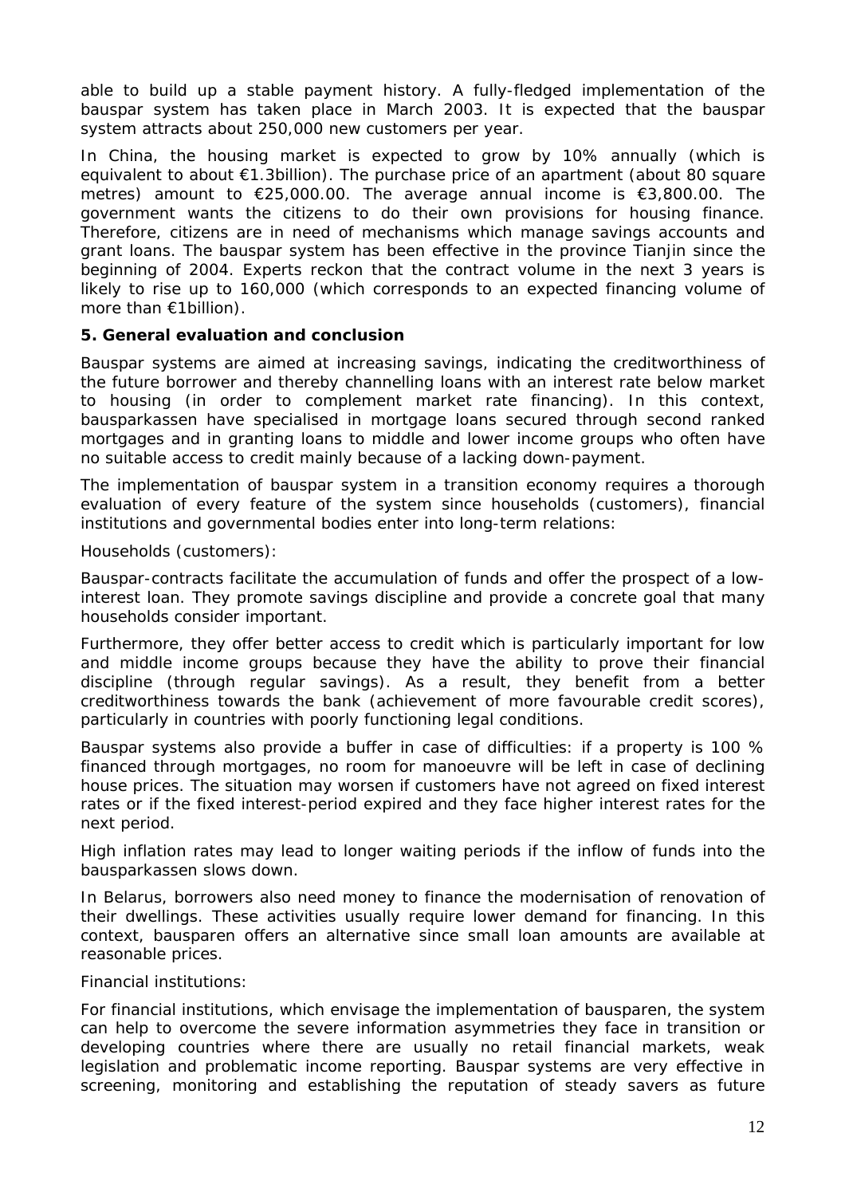able to build up a stable payment history. A fully-fledged implementation of the bauspar system has taken place in March 2003. It is expected that the bauspar system attracts about 250,000 new customers per year.

In China, the housing market is expected to grow by 10% annually (which is equivalent to about €1.3billion). The purchase price of an apartment (about 80 square metres) amount to €25,000.00. The average annual income is €3,800.00. The government wants the citizens to do their own provisions for housing finance. Therefore, citizens are in need of mechanisms which manage savings accounts and grant loans. The bauspar system has been effective in the province Tianjin since the beginning of 2004. Experts reckon that the contract volume in the next 3 years is likely to rise up to 160,000 (which corresponds to an expected financing volume of more than €1billion).

## 5. General evaluation and conclusion

Bauspar systems are aimed at increasing savings, indicating the creditworthiness of the future borrower and thereby channelling loans with an interest rate below market to housing (in order to complement market rate financing). In this context, bausparkassen have specialised in mortgage loans secured through second ranked mortgages and in granting loans to middle and lower income groups who often have no suitable access to credit mainly because of a lacking down-payment.

The implementation of bauspar system in a transition economy requires a thorough evaluation of every feature of the system since households (customers), financial institutions and governmental bodies enter into long-term relations:

Households (customers):

Bauspar-contracts facilitate the accumulation of funds and offer the prospect of a low-interest loan. They promote savings discipline and provide a concrete goal that many households consider important.

Furthermore, they offer better access to credit which is particularly important for low and middle income groups because they have the ability to prove their financial discipline (through regular savings). As a result, they benefit from a better creditworthiness towards the bank (achievement of more favourable credit scores), particularly in countries with poorly functioning legal conditions.

Bauspar systems also provide a buffer in case of difficulties: if a property is 100 % financed through mortgages, no room for manoeuvre will be left in case of declining house prices. The situation may worsen if customers have not agreed on fixed interest rates or if the fixed interest-period expired and they face higher interest rates for the next period.

High inflation rates may lead to longer waiting periods if the inflow of funds into the bausparkassen slows down.

In Belarus, borrowers also need money to finance the modernisation of renovation of their dwellings. These activities usually require lower demand for financing. In this context, bausparen offers an alternative since small loan amounts are available at reasonable prices.

Financial institutions:

For financial institutions, which envisage the implementation of bausparen, the system can help to overcome the severe information asymmetries they face in transition or developing countries where there are usually no retail financial markets, weak legislation and problematic income reporting. Bauspar systems are very effective in screening, monitoring and establishing the reputation of steady savers as future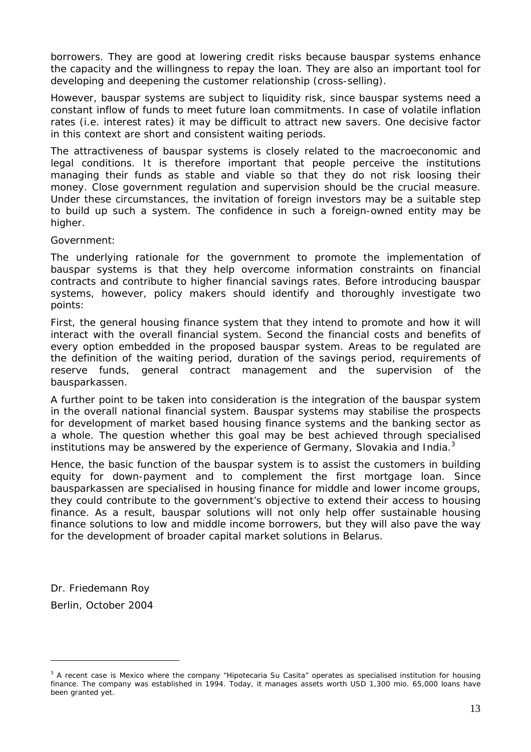borrowers. They are good at lowering credit risks because bauspar systems enhance the capacity and the willingness to repay the loan. They are also an important tool for developing and deepening the customer relationship (cross-selling).

However, bauspar systems are subject to liquidity risk, since bauspar systems need a constant inflow of funds to meet future loan commitments. In case of volatile inflation rates (i.e. interest rates) it may be difficult to attract new savers. One decisive factor in this context are short and consistent waiting periods.

The attractiveness of bauspar systems is closely related to the macroeconomic and legal conditions. It is therefore important that people perceive the institutions managing their funds as stable and viable so that they do not risk loosing their money. Close government regulation and supervision should be the crucial measure. Under these circumstances, the invitation of foreign investors may be a suitable step to build up such a system. The confidence in such a foreign-owned entity may be higher.

Government:

The underlying rationale for the government to promote the implementation of bauspar systems is that they help overcome information constraints on financial contracts and contribute to higher financial savings rates. Before introducing bauspar systems, however, policy makers should identify and thoroughly investigate two points:

First, the general housing finance system that they intend to promote and how it will interact with the overall financial system. Second the financial costs and benefits of every option embedded in the proposed bauspar system. Areas to be regulated are the definition of the waiting period, duration of the savings period, requirements of reserve funds, general contract management and the supervision of the bausparkassen.

A further point to be taken into consideration is the integration of the bauspar system in the overall national financial system. Bauspar systems may stabilise the prospects for development of market based housing finance systems and the banking sector as a whole. The question whether this goal may be best achieved through specialised institutions may be answered by the experience of Germany, Slovakia and India.[3]

Hence, the basic function of the bauspar system is to assist the customers in building equity for down-payment and to complement the first mortgage loan. Since bausparkassen are specialised in housing finance for middle and lower income groups, they could contribute to the government's objective to extend their access to housing finance. As a result, bauspar solutions will not only help offer sustainable housing finance solutions to low and middle income borrowers, but they will also pave the way for the development of broader capital market solutions in Belarus.

Dr. Friedemann Roy

Berlin, October 2004

---

[3] A recent case is Mexico where the company "Hipotecaria Su Casita" operates as specialised institution for housing finance. The company was established in 1994. Today, it manages assets worth USD 1,300 mio. 65,000 loans have been granted yet.